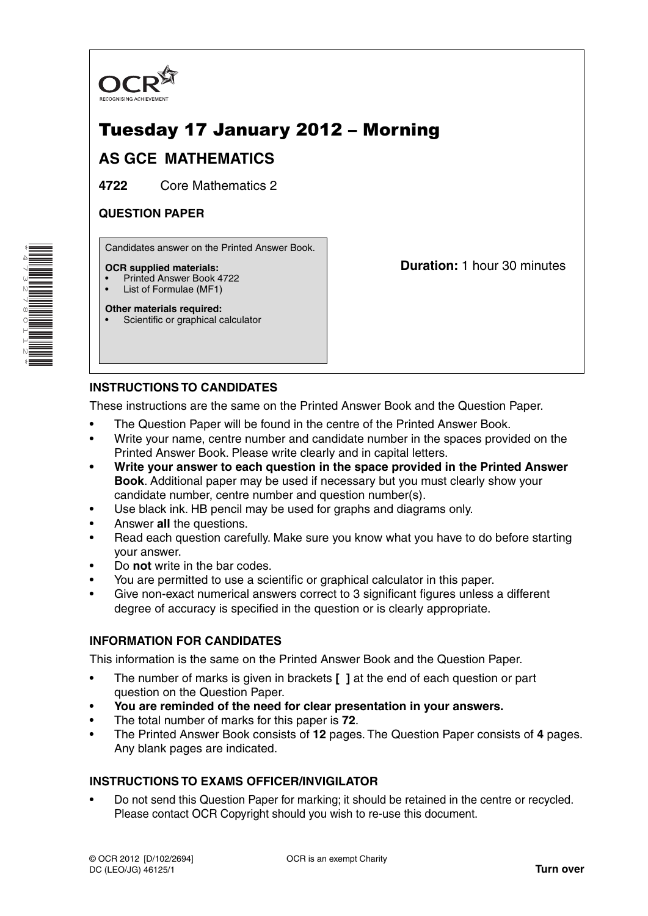OCR RECOGNISING ACHIEVEMENT

# Tuesday 17 January 2012 – Morning

## AS GCE MATHEMATICS

**4722** Core Mathematics 2

**QUESTION PAPER**

Candidates answer on the Printed Answer Book.

**OCR supplied materials:**
- Printed Answer Book 4722
- List of Formulae (MF1)

**Other materials required:**
- Scientific or graphical calculator

**Duration:** 1 hour 30 minutes

### INSTRUCTIONS TO CANDIDATES

These instructions are the same on the Printed Answer Book and the Question Paper.

- The Question Paper will be found in the centre of the Printed Answer Book.
- Write your name, centre number and candidate number in the spaces provided on the Printed Answer Book. Please write clearly and in capital letters.
- **Write your answer to each question in the space provided in the Printed Answer Book**. Additional paper may be used if necessary but you must clearly show your candidate number, centre number and question number(s).
- Use black ink. HB pencil may be used for graphs and diagrams only.
- Answer **all** the questions.
- Read each question carefully. Make sure you know what you have to do before starting your answer.
- Do **not** write in the bar codes.
- You are permitted to use a scientific or graphical calculator in this paper.
- Give non-exact numerical answers correct to 3 significant figures unless a different degree of accuracy is specified in the question or is clearly appropriate.

### INFORMATION FOR CANDIDATES

This information is the same on the Printed Answer Book and the Question Paper.

- The number of marks is given in brackets **[ ]** at the end of each question or part question on the Question Paper.
- **You are reminded of the need for clear presentation in your answers.**
- The total number of marks for this paper is **72**.
- The Printed Answer Book consists of **12** pages. The Question Paper consists of **4** pages. Any blank pages are indicated.

### INSTRUCTIONS TO EXAMS OFFICER/INVIGILATOR

- Do not send this Question Paper for marking; it should be retained in the centre or recycled. Please contact OCR Copyright should you wish to re-use this document.

© OCR 2012 [D/102/2694]
DC (LEO/JG) 46125/1

OCR is an exempt Charity

**Turn over**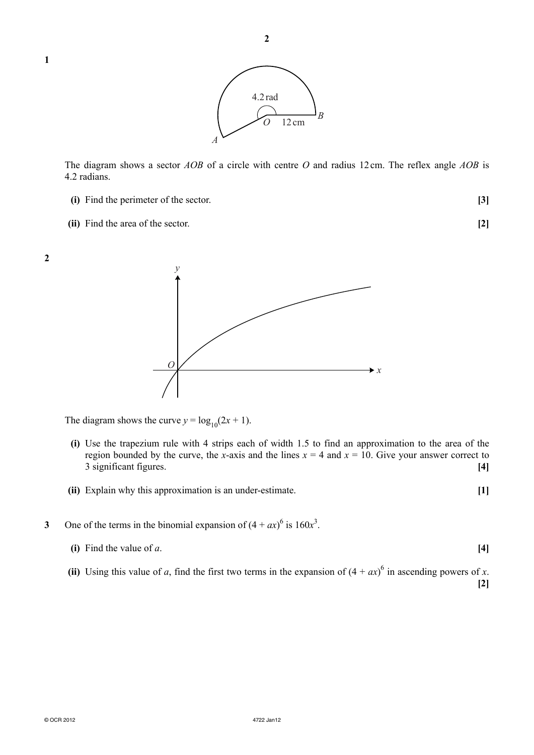**1**

The diagram shows a sector $AOB$ of a circle with centre $O$ and radius 12 cm. The reflex angle $AOB$ is 4.2 radians.

**(i)** Find the perimeter of the sector. **[3]**

**(ii)** Find the area of the sector. **[2]**

**2**

The diagram shows the curve $y = \log_{10}(2x + 1)$.

**(i)** Use the trapezium rule with 4 strips each of width 1.5 to find an approximation to the area of the region bounded by the curve, the $x$-axis and the lines $x = 4$ and $x = 10$. Give your answer correct to 3 significant figures. **[4]**

**(ii)** Explain why this approximation is an under-estimate. **[1]**

**3** One of the terms in the binomial expansion of $(4 + ax)^6$ is $160x^3$.

**(i)** Find the value of $a$. **[4]**

**(ii)** Using this value of $a$, find the first two terms in the expansion of $(4 + ax)^6$ in ascending powers of $x$. **[2]**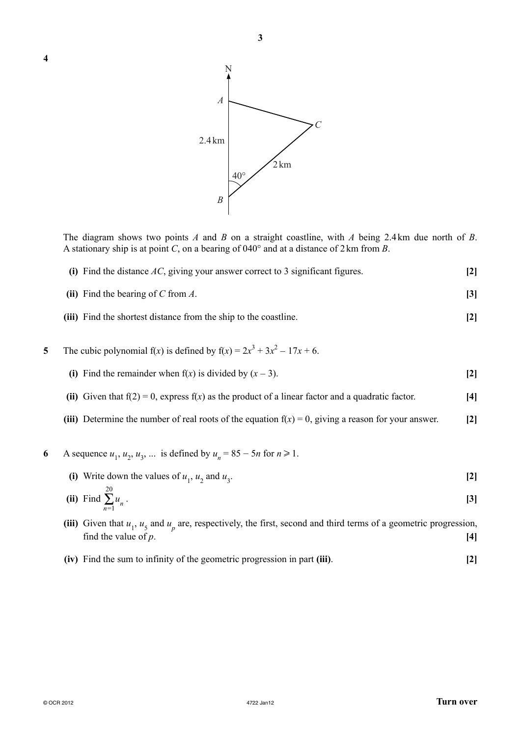**4**

The diagram shows two points $A$ and $B$ on a straight coastline, with $A$ being 2.4 km due north of $B$. A stationary ship is at point $C$, on a bearing of 040° and at a distance of 2 km from $B$.

**(i)** Find the distance $AC$, giving your answer correct to 3 significant figures. **[2]**

**(ii)** Find the bearing of $C$ from $A$. **[3]**

**(iii)** Find the shortest distance from the ship to the coastline. **[2]**

**5** The cubic polynomial $f(x)$ is defined by $f(x) = 2x^3 + 3x^2 - 17x + 6$.

**(i)** Find the remainder when $f(x)$ is divided by $(x - 3)$. **[2]**

**(ii)** Given that $f(2) = 0$, express $f(x)$ as the product of a linear factor and a quadratic factor. **[4]**

**(iii)** Determine the number of real roots of the equation $f(x) = 0$, giving a reason for your answer. **[2]**

**6** A sequence $u_1, u_2, u_3, \ldots$ is defined by $u_n = 85 - 5n$ for $n \geqslant 1$.

**(i)** Write down the values of $u_1$, $u_2$ and $u_3$. **[2]**

**(ii)** Find $\sum_{n=1}^{20} u_n$. **[3]**

**(iii)** Given that $u_1$, $u_5$ and $u_p$ are, respectively, the first, second and third terms of a geometric progression, find the value of $p$. **[4]**

**(iv)** Find the sum to infinity of the geometric progression in part **(iii)**. **[2]**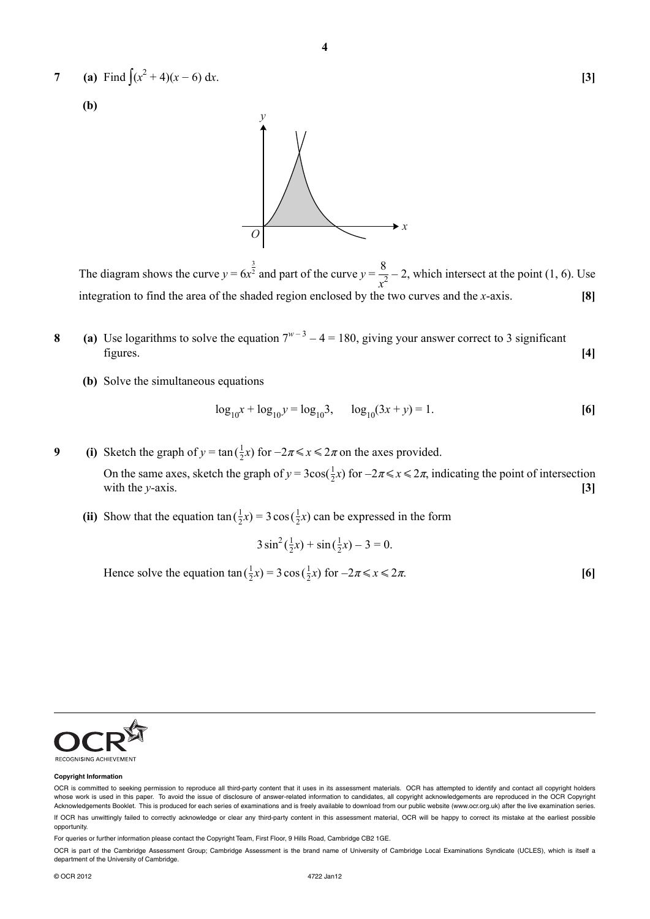**7** **(a)** Find $\int (x^2 + 4)(x - 6)\,dx$. **[3]**

**(b)**

y

O

x

The diagram shows the curve $y = 6x^{\frac{3}{2}}$ and part of the curve $y = \frac{8}{x^2} - 2$, which intersect at the point (1, 6). Use integration to find the area of the shaded region enclosed by the two curves and the $x$-axis. **[8]**

**8** **(a)** Use logarithms to solve the equation $7^{w-3} - 4 = 180$, giving your answer correct to 3 significant figures. **[4]**

**(b)** Solve the simultaneous equations

$$\log_{10}x + \log_{10}y = \log_{10}3, \qquad \log_{10}(3x + y) = 1.$$ **[6]**

**9** **(i)** Sketch the graph of $y = \tan\left(\frac{1}{2}x\right)$ for $-2\pi \leqslant x \leqslant 2\pi$ on the axes provided.

On the same axes, sketch the graph of $y = 3\cos\left(\frac{1}{2}x\right)$ for $-2\pi \leqslant x \leqslant 2\pi$, indicating the point of intersection with the $y$-axis. **[3]**

**(ii)** Show that the equation $\tan\left(\frac{1}{2}x\right) = 3\cos\left(\frac{1}{2}x\right)$ can be expressed in the form

$$3\sin^2\left(\tfrac{1}{2}x\right) + \sin\left(\tfrac{1}{2}x\right) - 3 = 0.$$

Hence solve the equation $\tan\left(\frac{1}{2}x\right) = 3\cos\left(\frac{1}{2}x\right)$ for $-2\pi \leqslant x \leqslant 2\pi$. **[6]**

OCR RECOGNISING ACHIEVEMENT

**Copyright Information**

OCR is committed to seeking permission to reproduce all third-party content that it uses in its assessment materials. OCR has attempted to identify and contact all copyright holders whose work is used in this paper. To avoid the issue of disclosure of answer-related information to candidates, all copyright acknowledgements are reproduced in the OCR Copyright Acknowledgements Booklet. This is produced for each series of examinations and is freely available to download from our public website (www.ocr.org.uk) after the live examination series.

If OCR has unwittingly failed to correctly acknowledge or clear any third-party content in this assessment material, OCR will be happy to correct its mistake at the earliest possible opportunity.

For queries or further information please contact the Copyright Team, First Floor, 9 Hills Road, Cambridge CB2 1GE.

OCR is part of the Cambridge Assessment Group; Cambridge Assessment is the brand name of University of Cambridge Local Examinations Syndicate (UCLES), which is itself a department of the University of Cambridge.

© OCR 2012 4722 Jan12